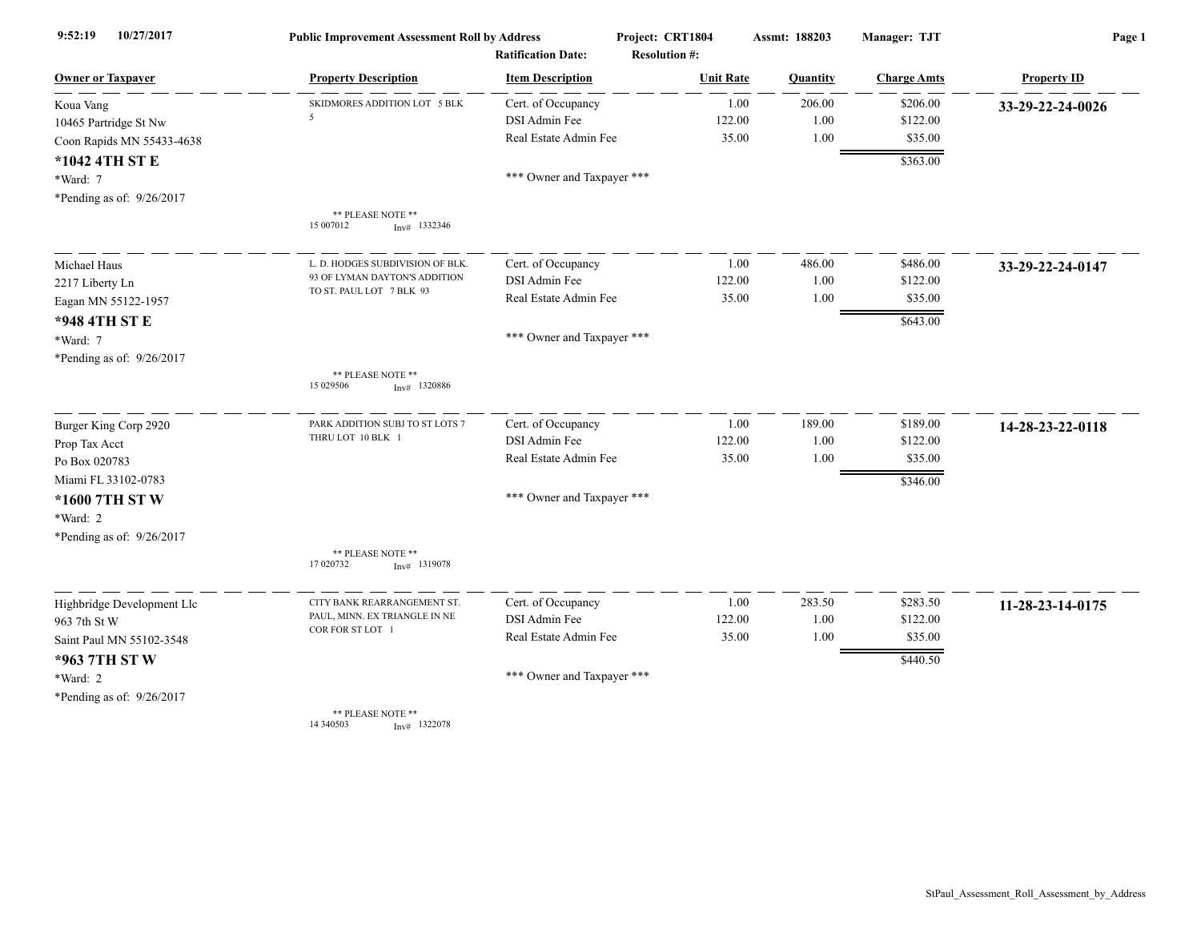9:52:19 10/27/2017

**Public Improvement Assessment Roll by Address** | Project: CRT1804 | Assmt: 188203 | Manager: TJT

Ratification Date: | Resolution #:

| Owner or Taxpayer | Property Description | Item Description | Unit Rate | Quantity | Charge Amts | Property ID |
|---|---|---|---|---|---|---|
| Koua Vang<br>10465 Partridge St Nw<br>Coon Rapids MN 55433-4638<br>**\*1042 4TH ST E**<br>\*Ward: 7<br>\*Pending as of: 9/26/2017 | SKIDMORES ADDITION LOT 5 BLK 5<br><br>** PLEASE NOTE **<br>15 007012 Inv# 1332346 | Cert. of Occupancy<br>DSI Admin Fee<br>Real Estate Admin Fee<br><br>*** Owner and Taxpayer *** | 1.00<br>122.00<br>35.00 | 206.00<br>1.00<br>1.00 | $206.00<br>$122.00<br>$35.00<br>$363.00 | **33-29-22-24-0026** |
| Michael Haus<br>2217 Liberty Ln<br>Eagan MN 55122-1957<br>**\*948 4TH ST E**<br>\*Ward: 7<br>\*Pending as of: 9/26/2017 | L. D. HODGES SUBDIVISION OF BLK. 93 OF LYMAN DAYTON'S ADDITION TO ST. PAUL LOT 7 BLK 93<br><br>** PLEASE NOTE **<br>15 029506 Inv# 1320886 | Cert. of Occupancy<br>DSI Admin Fee<br>Real Estate Admin Fee<br><br>*** Owner and Taxpayer *** | 1.00<br>122.00<br>35.00 | 486.00<br>1.00<br>1.00 | $486.00<br>$122.00<br>$35.00<br>$643.00 | **33-29-22-24-0147** |
| Burger King Corp 2920<br>Prop Tax Acct<br>Po Box 020783<br>Miami FL 33102-0783<br>**\*1600 7TH ST W**<br>\*Ward: 2<br>\*Pending as of: 9/26/2017 | PARK ADDITION SUBJ TO ST LOTS 7 THRU LOT 10 BLK 1<br><br>** PLEASE NOTE **<br>17 020732 Inv# 1319078 | Cert. of Occupancy<br>DSI Admin Fee<br>Real Estate Admin Fee<br><br>*** Owner and Taxpayer *** | 1.00<br>122.00<br>35.00 | 189.00<br>1.00<br>1.00 | $189.00<br>$122.00<br>$35.00<br>$346.00 | **14-28-23-22-0118** |
| Highbridge Development Llc<br>963 7th St W<br>Saint Paul MN 55102-3548<br>**\*963 7TH ST W**<br>\*Ward: 2<br>\*Pending as of: 9/26/2017 | CITY BANK REARRANGEMENT ST. PAUL, MINN. EX TRIANGLE IN NE COR FOR ST LOT 1<br><br>** PLEASE NOTE **<br>14 340503 Inv# 1322078 | Cert. of Occupancy<br>DSI Admin Fee<br>Real Estate Admin Fee<br><br>*** Owner and Taxpayer *** | 1.00<br>122.00<br>35.00 | 283.50<br>1.00<br>1.00 | $283.50<br>$122.00<br>$35.00<br>$440.50 | **11-28-23-14-0175** |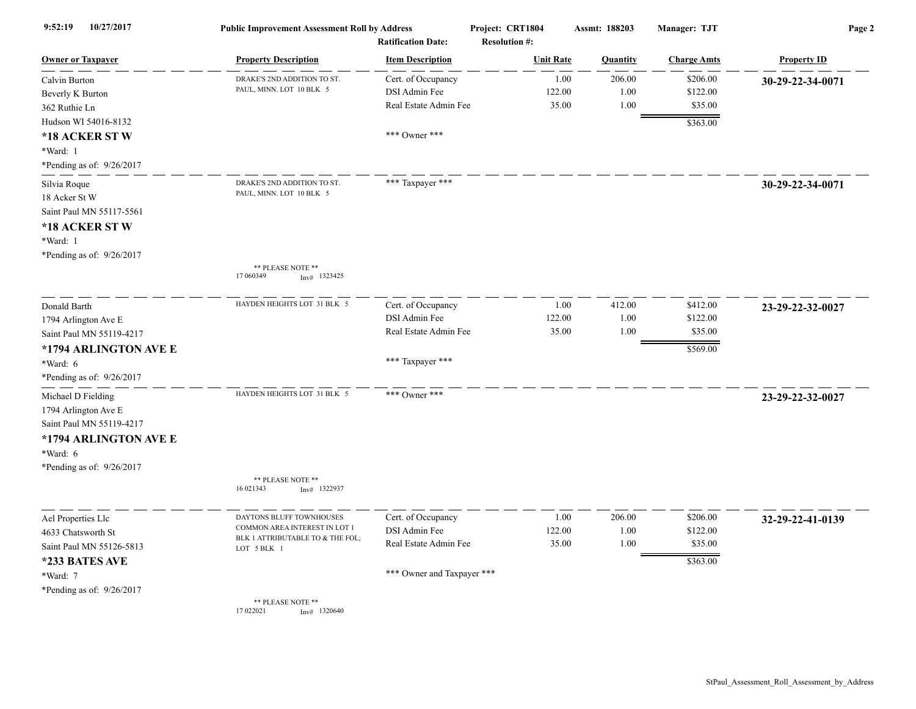**Public Improvement Assessment Roll by Address**

9:52:19 10/27/2017 | Project: CRT1804 | Assmt: 188203 | Manager: TJT

Ratification Date: | Resolution #:

| Owner or Taxpayer | Property Description | Item Description | Unit Rate | Quantity | Charge Amts | Property ID |
|---|---|---|---|---|---|---|
| Calvin Burton<br>Beverly K Burton<br>362 Ruthie Ln<br>Hudson WI 54016-8132<br>**\*18 ACKER ST W**<br>\*Ward: 1<br>\*Pending as of: 9/26/2017 | DRAKE'S 2ND ADDITION TO ST. PAUL, MINN. LOT 10 BLK 5 | Cert. of Occupancy<br>DSI Admin Fee<br>Real Estate Admin Fee<br><br>\*\*\* Owner \*\*\* | 1.00<br>122.00<br>35.00 | 206.00<br>1.00<br>1.00 | $206.00<br>$122.00<br>$35.00<br>$363.00 | **30-29-22-34-0071** |
| Silvia Roque<br>18 Acker St W<br>Saint Paul MN 55117-5561<br>**\*18 ACKER ST W**<br>\*Ward: 1<br>\*Pending as of: 9/26/2017 | DRAKE'S 2ND ADDITION TO ST. PAUL, MINN. LOT 10 BLK 5<br><br>\*\* PLEASE NOTE \*\*<br>17 060349 Inv# 1323425 | \*\*\* Taxpayer \*\*\* | | | | **30-29-22-34-0071** |
| Donald Barth<br>1794 Arlington Ave E<br>Saint Paul MN 55119-4217<br>**\*1794 ARLINGTON AVE E**<br>\*Ward: 6<br>\*Pending as of: 9/26/2017 | HAYDEN HEIGHTS LOT 31 BLK 5 | Cert. of Occupancy<br>DSI Admin Fee<br>Real Estate Admin Fee<br><br>\*\*\* Taxpayer \*\*\* | 1.00<br>122.00<br>35.00 | 412.00<br>1.00<br>1.00 | $412.00<br>$122.00<br>$35.00<br>$569.00 | **23-29-22-32-0027** |
| Michael D Fielding<br>1794 Arlington Ave E<br>Saint Paul MN 55119-4217<br>**\*1794 ARLINGTON AVE E**<br>\*Ward: 6<br>\*Pending as of: 9/26/2017 | HAYDEN HEIGHTS LOT 31 BLK 5<br><br>\*\* PLEASE NOTE \*\*<br>16 021343 Inv# 1322937 | \*\*\* Owner \*\*\* | | | | **23-29-22-32-0027** |
| Ael Properties Llc<br>4633 Chatsworth St<br>Saint Paul MN 55126-5813<br>**\*233 BATES AVE**<br>\*Ward: 7<br>\*Pending as of: 9/26/2017 | DAYTONS BLUFF TOWNHOUSES COMMON AREA INTEREST IN LOT 1 BLK 1 ATTRIBUTABLE TO & THE FOL; LOT 5 BLK 1<br><br>\*\* PLEASE NOTE \*\*<br>17 022021 Inv# 1320640 | Cert. of Occupancy<br>DSI Admin Fee<br>Real Estate Admin Fee<br><br>\*\*\* Owner and Taxpayer \*\*\* | 1.00<br>122.00<br>35.00 | 206.00<br>1.00<br>1.00 | $206.00<br>$122.00<br>$35.00<br>$363.00 | **32-29-22-41-0139** |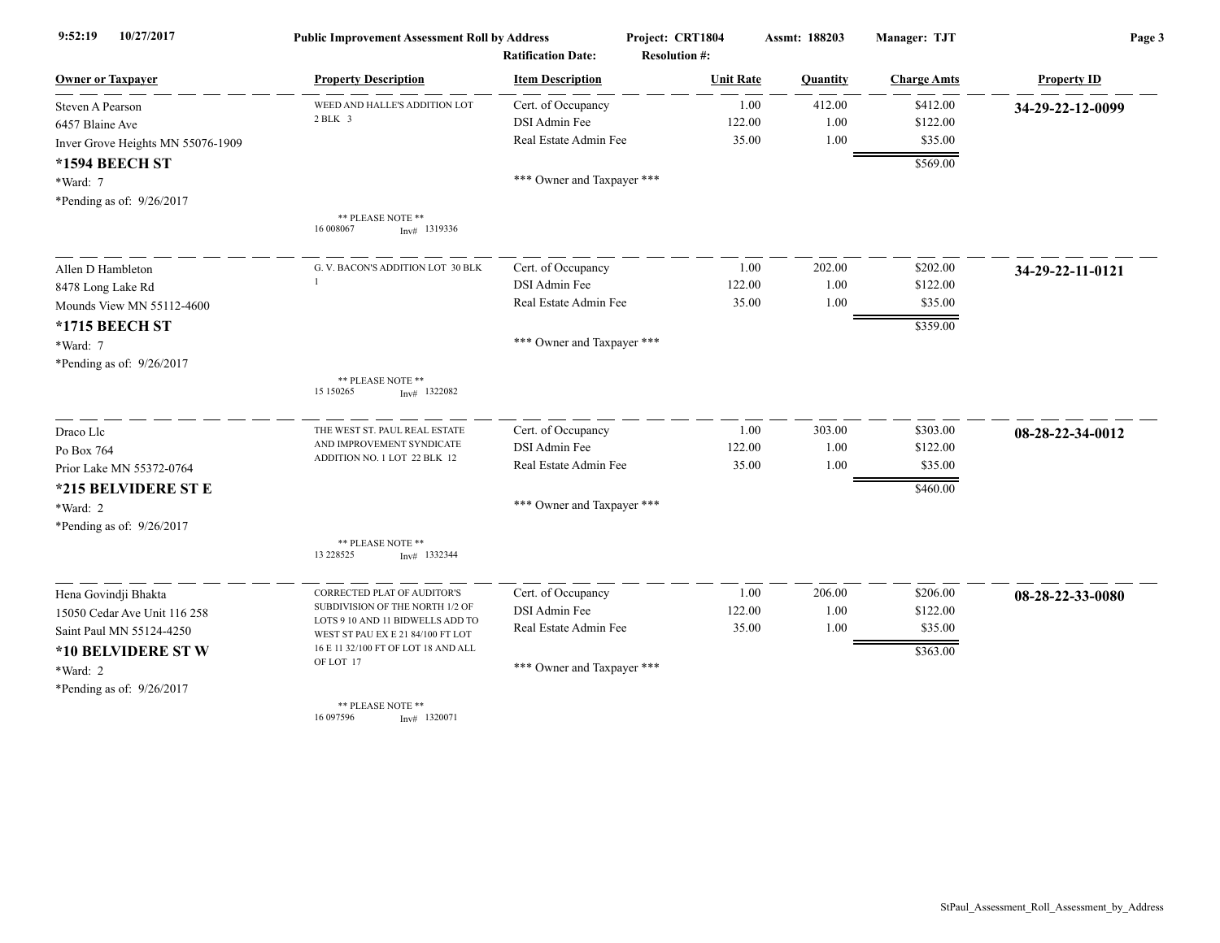**Public Improvement Assessment Roll by Address** | Project: CRT1804 | Assmt: 188203 | Manager: TJT

Ratification Date: | Resolution #:

9:52:19 10/27/2017

| Owner or Taxpayer | Property Description | Item Description | Unit Rate | Quantity | Charge Amts | Property ID |
|---|---|---|---|---|---|---|
| Steven A Pearson<br>6457 Blaine Ave<br>Inver Grove Heights MN 55076-1909<br>**\*1594 BEECH ST**<br>\*Ward: 7<br>\*Pending as of: 9/26/2017 | WEED AND HALLE'S ADDITION LOT 2 BLK 3<br><br>** PLEASE NOTE **<br>16 008067 Inv# 1319336 | Cert. of Occupancy<br>DSI Admin Fee<br>Real Estate Admin Fee<br><br>*** Owner and Taxpayer *** | 1.00<br>122.00<br>35.00 | 412.00<br>1.00<br>1.00 | $412.00<br>$122.00<br>$35.00<br>$569.00 | **34-29-22-12-0099** |
| Allen D Hambleton<br>8478 Long Lake Rd<br>Mounds View MN 55112-4600<br>**\*1715 BEECH ST**<br>\*Ward: 7<br>\*Pending as of: 9/26/2017 | G. V. BACON'S ADDITION LOT 30 BLK 1<br><br>** PLEASE NOTE **<br>15 150265 Inv# 1322082 | Cert. of Occupancy<br>DSI Admin Fee<br>Real Estate Admin Fee<br><br>*** Owner and Taxpayer *** | 1.00<br>122.00<br>35.00 | 202.00<br>1.00<br>1.00 | $202.00<br>$122.00<br>$35.00<br>$359.00 | **34-29-22-11-0121** |
| Draco Llc<br>Po Box 764<br>Prior Lake MN 55372-0764<br>**\*215 BELVIDERE ST E**<br>\*Ward: 2<br>\*Pending as of: 9/26/2017 | THE WEST ST. PAUL REAL ESTATE AND IMPROVEMENT SYNDICATE ADDITION NO. 1 LOT 22 BLK 12<br><br>** PLEASE NOTE **<br>13 228525 Inv# 1332344 | Cert. of Occupancy<br>DSI Admin Fee<br>Real Estate Admin Fee<br><br>*** Owner and Taxpayer *** | 1.00<br>122.00<br>35.00 | 303.00<br>1.00<br>1.00 | $303.00<br>$122.00<br>$35.00<br>$460.00 | **08-28-22-34-0012** |
| Hena Govindji Bhakta<br>15050 Cedar Ave Unit 116 258<br>Saint Paul MN 55124-4250<br>**\*10 BELVIDERE ST W**<br>\*Ward: 2<br>\*Pending as of: 9/26/2017 | CORRECTED PLAT OF AUDITOR'S SUBDIVISION OF THE NORTH 1/2 OF LOTS 9 10 AND 11 BIDWELLS ADD TO WEST ST PAU EX E 21 84/100 FT LOT 16 E 11 32/100 FT OF LOT 18 AND ALL OF LOT 17<br><br>** PLEASE NOTE **<br>16 097596 Inv# 1320071 | Cert. of Occupancy<br>DSI Admin Fee<br>Real Estate Admin Fee<br><br>*** Owner and Taxpayer *** | 1.00<br>122.00<br>35.00 | 206.00<br>1.00<br>1.00 | $206.00<br>$122.00<br>$35.00<br>$363.00 | **08-28-22-33-0080** |

StPaul_Assessment_Roll_Assessment_by_Address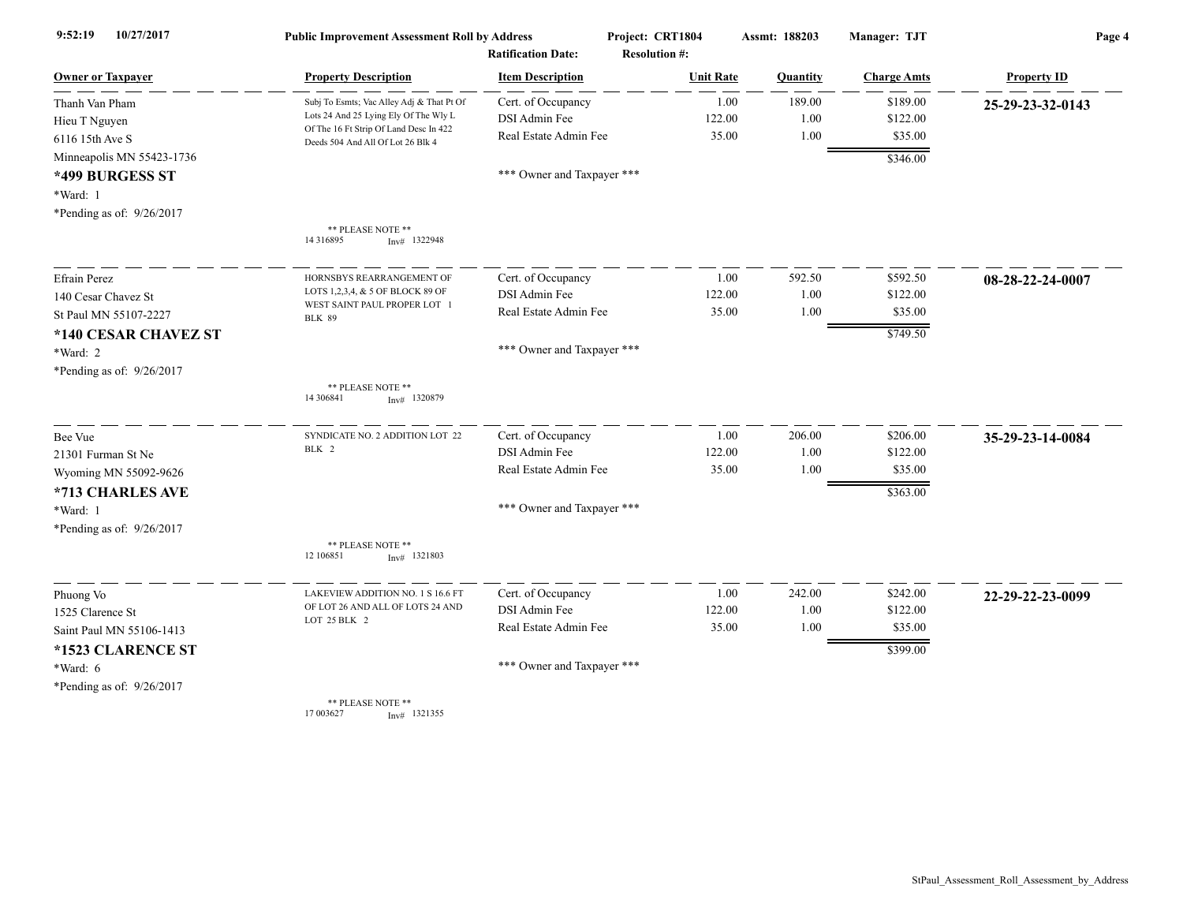**9:52:19 10/27/2017** | **Public Improvement Assessment Roll by Address** | **Project: CRT1804** | **Assmt: 188203** | **Manager: TJT**

**Ratification Date:** | **Resolution #:**

| Owner or Taxpayer | Property Description | Item Description | Unit Rate | Quantity | Charge Amts | Property ID |
|---|---|---|---|---|---|---|
| Thanh Van Pham<br>Hieu T Nguyen<br>6116 15th Ave S<br>Minneapolis MN 55423-1736<br>**\*499 BURGESS ST**<br>\*Ward: 1<br>\*Pending as of: 9/26/2017 | Subj To Esmts; Vac Alley Adj & That Pt Of Lots 24 And 25 Lying Ely Of The Wly L Of The 16 Ft Strip Of Land Desc In 422 Deeds 504 And All Of Lot 26 Blk 4<br><br>\*\* PLEASE NOTE \*\*<br>14 316895 Inv# 1322948 | Cert. of Occupancy<br>DSI Admin Fee<br>Real Estate Admin Fee<br><br>\*\*\* Owner and Taxpayer \*\*\* | 1.00<br>122.00<br>35.00 | 189.00<br>1.00<br>1.00 | $189.00<br>$122.00<br>$35.00<br>$346.00 | **25-29-23-32-0143** |
| Efrain Perez<br>140 Cesar Chavez St<br>St Paul MN 55107-2227<br>**\*140 CESAR CHAVEZ ST**<br>\*Ward: 2<br>\*Pending as of: 9/26/2017 | HORNSBYS REARRANGEMENT OF LOTS 1,2,3,4, & 5 OF BLOCK 89 OF WEST SAINT PAUL PROPER LOT 1 BLK 89<br><br>\*\* PLEASE NOTE \*\*<br>14 306841 Inv# 1320879 | Cert. of Occupancy<br>DSI Admin Fee<br>Real Estate Admin Fee<br><br>\*\*\* Owner and Taxpayer \*\*\* | 1.00<br>122.00<br>35.00 | 592.50<br>1.00<br>1.00 | $592.50<br>$122.00<br>$35.00<br>$749.50 | **08-28-22-24-0007** |
| Bee Vue<br>21301 Furman St Ne<br>Wyoming MN 55092-9626<br>**\*713 CHARLES AVE**<br>\*Ward: 1<br>\*Pending as of: 9/26/2017 | SYNDICATE NO. 2 ADDITION LOT 22 BLK 2<br><br>\*\* PLEASE NOTE \*\*<br>12 106851 Inv# 1321803 | Cert. of Occupancy<br>DSI Admin Fee<br>Real Estate Admin Fee<br><br>\*\*\* Owner and Taxpayer \*\*\* | 1.00<br>122.00<br>35.00 | 206.00<br>1.00<br>1.00 | $206.00<br>$122.00<br>$35.00<br>$363.00 | **35-29-23-14-0084** |
| Phuong Vo<br>1525 Clarence St<br>Saint Paul MN 55106-1413<br>**\*1523 CLARENCE ST**<br>\*Ward: 6<br>\*Pending as of: 9/26/2017 | LAKEVIEW ADDITION NO. 1 S 16.6 FT OF LOT 26 AND ALL OF LOTS 24 AND LOT 25 BLK 2<br><br>\*\* PLEASE NOTE \*\*<br>17 003627 Inv# 1321355 | Cert. of Occupancy<br>DSI Admin Fee<br>Real Estate Admin Fee<br><br>\*\*\* Owner and Taxpayer \*\*\* | 1.00<br>122.00<br>35.00 | 242.00<br>1.00<br>1.00 | $242.00<br>$122.00<br>$35.00<br>$399.00 | **22-29-22-23-0099** |

StPaul_Assessment_Roll_Assessment_by_Address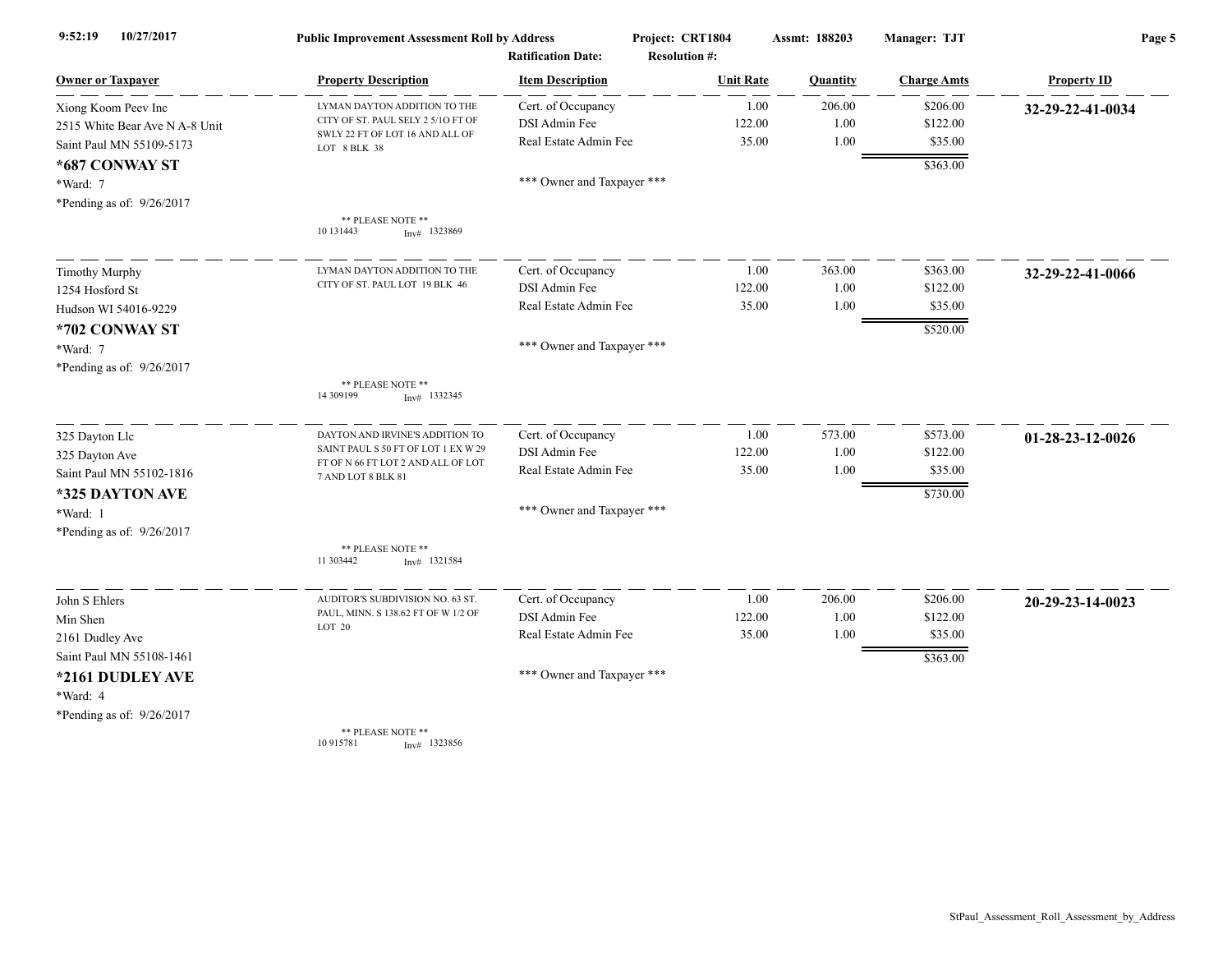**Public Improvement Assessment Roll by Address** — Project: CRT1804 — Assmt: 188203 — Manager: TJT

Ratification Date: Resolution #:

| Owner or Taxpayer | Property Description | Item Description | Unit Rate | Quantity | Charge Amts | Property ID |
|---|---|---|---|---|---|---|
| Xiong Koom Peev Inc<br>2515 White Bear Ave N A-8 Unit<br>Saint Paul MN 55109-5173<br>**\*687 CONWAY ST**<br>\*Ward: 7<br>\*Pending as of: 9/26/2017 | LYMAN DAYTON ADDITION TO THE CITY OF ST. PAUL SELY 2 5/1O FT OF SWLY 22 FT OF LOT 16 AND ALL OF LOT 8 BLK 38<br>** PLEASE NOTE **<br>10 131443 Inv# 1323869 | Cert. of Occupancy<br>DSI Admin Fee<br>Real Estate Admin Fee<br><br>*** Owner and Taxpayer *** | 1.00<br>122.00<br>35.00 | 206.00<br>1.00<br>1.00 | $206.00<br>$122.00<br>$35.00<br>$363.00 | **32-29-22-41-0034** |
| Timothy Murphy<br>1254 Hosford St<br>Hudson WI 54016-9229<br>**\*702 CONWAY ST**<br>\*Ward: 7<br>\*Pending as of: 9/26/2017 | LYMAN DAYTON ADDITION TO THE CITY OF ST. PAUL LOT 19 BLK 46<br>** PLEASE NOTE **<br>14 309199 Inv# 1332345 | Cert. of Occupancy<br>DSI Admin Fee<br>Real Estate Admin Fee<br><br>*** Owner and Taxpayer *** | 1.00<br>122.00<br>35.00 | 363.00<br>1.00<br>1.00 | $363.00<br>$122.00<br>$35.00<br>$520.00 | **32-29-22-41-0066** |
| 325 Dayton Llc<br>325 Dayton Ave<br>Saint Paul MN 55102-1816<br>**\*325 DAYTON AVE**<br>\*Ward: 1<br>\*Pending as of: 9/26/2017 | DAYTON AND IRVINE'S ADDITION TO SAINT PAUL S 50 FT OF LOT 1 EX W 29 FT OF N 66 FT LOT 2 AND ALL OF LOT 7 AND LOT 8 BLK 81<br>** PLEASE NOTE **<br>11 303442 Inv# 1321584 | Cert. of Occupancy<br>DSI Admin Fee<br>Real Estate Admin Fee<br><br>*** Owner and Taxpayer *** | 1.00<br>122.00<br>35.00 | 573.00<br>1.00<br>1.00 | $573.00<br>$122.00<br>$35.00<br>$730.00 | **01-28-23-12-0026** |
| John S Ehlers<br>Min Shen<br>2161 Dudley Ave<br>Saint Paul MN 55108-1461<br>**\*2161 DUDLEY AVE**<br>\*Ward: 4<br>\*Pending as of: 9/26/2017 | AUDITOR'S SUBDIVISION NO. 63 ST. PAUL, MINN. S 138.62 FT OF W 1/2 OF LOT 20<br>** PLEASE NOTE **<br>10 915781 Inv# 1323856 | Cert. of Occupancy<br>DSI Admin Fee<br>Real Estate Admin Fee<br><br>*** Owner and Taxpayer *** | 1.00<br>122.00<br>35.00 | 206.00<br>1.00<br>1.00 | $206.00<br>$122.00<br>$35.00<br>$363.00 | **20-29-23-14-0023** |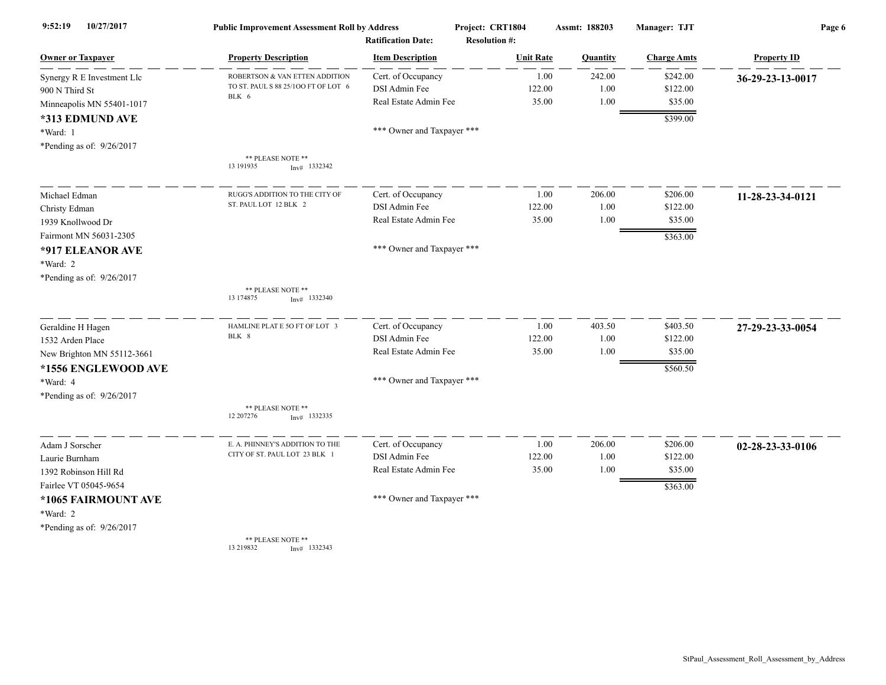**Public Improvement Assessment Roll by Address**

9:52:19 10/27/2017 | Project: CRT1804 | Assmt: 188203 | Manager: TJT

Ratification Date: | Resolution #:

| Owner or Taxpayer | Property Description | Item Description | Unit Rate | Quantity | Charge Amts | Property ID |
|---|---|---|---|---|---|---|
| Synergy R E Investment Llc<br>900 N Third St<br>Minneapolis MN 55401-1017<br>**\*313 EDMUND AVE**<br>\*Ward: 1<br>\*Pending as of: 9/26/2017 | ROBERTSON & VAN ETTEN ADDITION TO ST. PAUL S 88 25/1OO FT OF LOT 6 BLK 6<br><br>\*\* PLEASE NOTE \*\*<br>13 191935 Inv# 1332342 | Cert. of Occupancy<br>DSI Admin Fee<br>Real Estate Admin Fee<br><br>\*\*\* Owner and Taxpayer \*\*\* | 1.00<br>122.00<br>35.00 | 242.00<br>1.00<br>1.00 | $242.00<br>$122.00<br>$35.00<br>**$399.00** | **36-29-23-13-0017** |
| Michael Edman<br>Christy Edman<br>1939 Knollwood Dr<br>Fairmont MN 56031-2305<br>**\*917 ELEANOR AVE**<br>\*Ward: 2<br>\*Pending as of: 9/26/2017 | RUGG'S ADDITION TO THE CITY OF ST. PAUL LOT 12 BLK 2<br><br>\*\* PLEASE NOTE \*\*<br>13 174875 Inv# 1332340 | Cert. of Occupancy<br>DSI Admin Fee<br>Real Estate Admin Fee<br><br>\*\*\* Owner and Taxpayer \*\*\* | 1.00<br>122.00<br>35.00 | 206.00<br>1.00<br>1.00 | $206.00<br>$122.00<br>$35.00<br>**$363.00** | **11-28-23-34-0121** |
| Geraldine H Hagen<br>1532 Arden Place<br>New Brighton MN 55112-3661<br>**\*1556 ENGLEWOOD AVE**<br>\*Ward: 4<br>\*Pending as of: 9/26/2017 | HAMLINE PLAT E 5O FT OF LOT 3 BLK 8<br><br>\*\* PLEASE NOTE \*\*<br>12 207276 Inv# 1332335 | Cert. of Occupancy<br>DSI Admin Fee<br>Real Estate Admin Fee<br><br>\*\*\* Owner and Taxpayer \*\*\* | 1.00<br>122.00<br>35.00 | 403.50<br>1.00<br>1.00 | $403.50<br>$122.00<br>$35.00<br>**$560.50** | **27-29-23-33-0054** |
| Adam J Sorscher<br>Laurie Burnham<br>1392 Robinson Hill Rd<br>Fairlee VT 05045-9654<br>**\*1065 FAIRMOUNT AVE**<br>\*Ward: 2<br>\*Pending as of: 9/26/2017 | E. A. PHINNEY'S ADDITION TO THE CITY OF ST. PAUL LOT 23 BLK 1<br><br>\*\* PLEASE NOTE \*\*<br>13 219832 Inv# 1332343 | Cert. of Occupancy<br>DSI Admin Fee<br>Real Estate Admin Fee<br><br>\*\*\* Owner and Taxpayer \*\*\* | 1.00<br>122.00<br>35.00 | 206.00<br>1.00<br>1.00 | $206.00<br>$122.00<br>$35.00<br>**$363.00** | **02-28-23-33-0106** |

StPaul_Assessment_Roll_Assessment_by_Address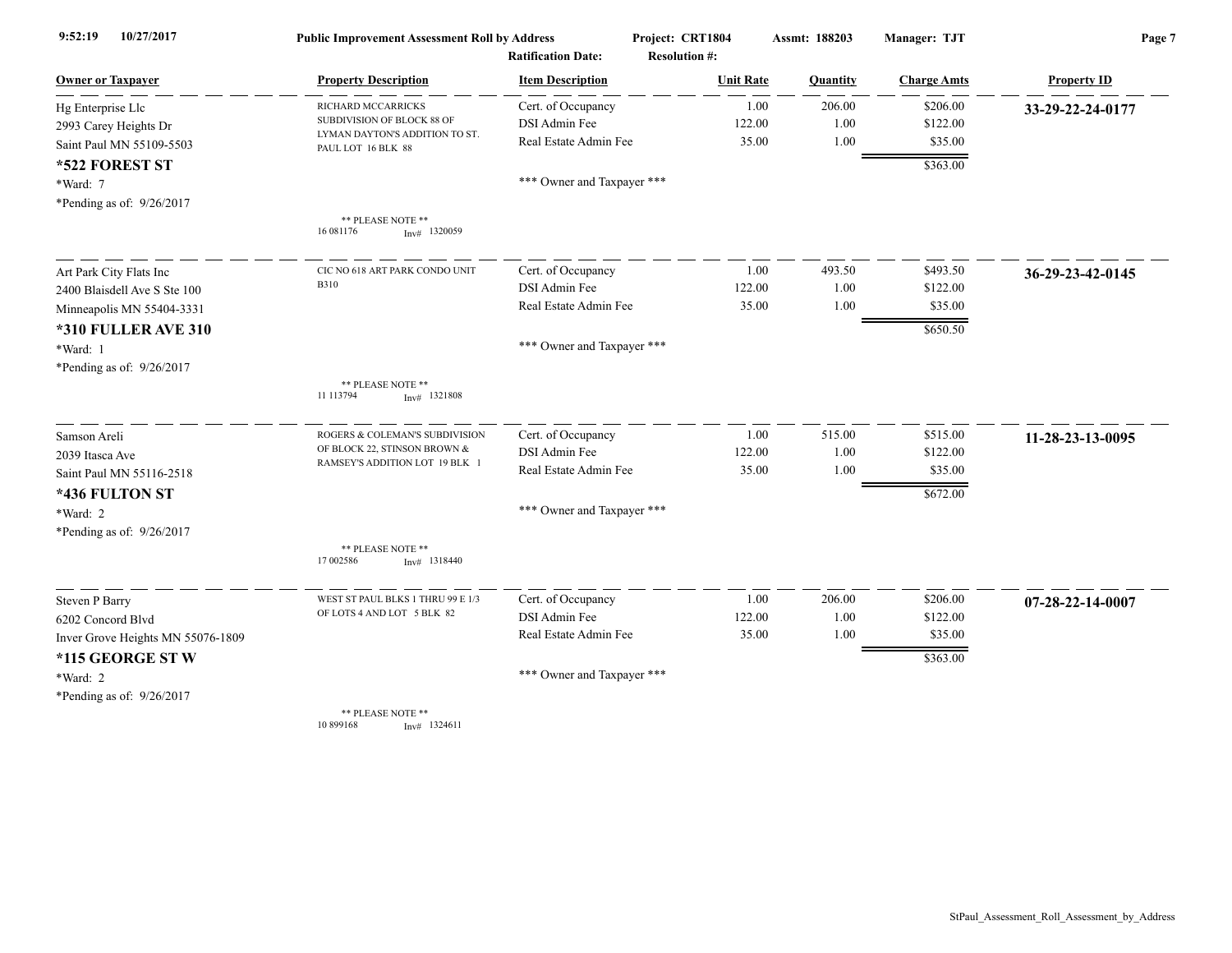| Owner or Taxpayer | Property Description | Item Description | Unit Rate | Quantity | Charge Amts | Property ID |
|---|---|---|---|---|---|---|
| Hg Enterprise Llc | RICHARD MCCARRICKS SUBDIVISION OF BLOCK 88 OF LYMAN DAYTON'S ADDITION TO ST. PAUL LOT 16 BLK 88 | Cert. of Occupancy | 1.00 | 206.00 | $206.00 | 33-29-22-24-0177 |
| 2993 Carey Heights Dr | | DSI Admin Fee | 122.00 | 1.00 | $122.00 | |
| Saint Paul MN 55109-5503 | | Real Estate Admin Fee | 35.00 | 1.00 | $35.00 | |
| **\*522 FOREST ST** | | | | | $363.00 | |
| \*Ward: 7 | | \*\*\* Owner and Taxpayer \*\*\* | | | | |
| \*Pending as of: 9/26/2017 | \*\* PLEASE NOTE \*\* 16 081176 Inv# 1320059 | | | | | |
| Art Park City Flats Inc | CIC NO 618 ART PARK CONDO UNIT B310 | Cert. of Occupancy | 1.00 | 493.50 | $493.50 | 36-29-23-42-0145 |
| 2400 Blaisdell Ave S Ste 100 | | DSI Admin Fee | 122.00 | 1.00 | $122.00 | |
| Minneapolis MN 55404-3331 | | Real Estate Admin Fee | 35.00 | 1.00 | $35.00 | |
| **\*310 FULLER AVE 310** | | | | | $650.50 | |
| \*Ward: 1 | | \*\*\* Owner and Taxpayer \*\*\* | | | | |
| \*Pending as of: 9/26/2017 | \*\* PLEASE NOTE \*\* 11 113794 Inv# 1321808 | | | | | |
| Samson Areli | ROGERS & COLEMAN'S SUBDIVISION OF BLOCK 22, STINSON BROWN & RAMSEY'S ADDITION LOT 19 BLK 1 | Cert. of Occupancy | 1.00 | 515.00 | $515.00 | 11-28-23-13-0095 |
| 2039 Itasca Ave | | DSI Admin Fee | 122.00 | 1.00 | $122.00 | |
| Saint Paul MN 55116-2518 | | Real Estate Admin Fee | 35.00 | 1.00 | $35.00 | |
| **\*436 FULTON ST** | | | | | $672.00 | |
| \*Ward: 2 | | \*\*\* Owner and Taxpayer \*\*\* | | | | |
| \*Pending as of: 9/26/2017 | \*\* PLEASE NOTE \*\* 17 002586 Inv# 1318440 | | | | | |
| Steven P Barry | WEST ST PAUL BLKS 1 THRU 99 E 1/3 OF LOTS 4 AND LOT 5 BLK 82 | Cert. of Occupancy | 1.00 | 206.00 | $206.00 | 07-28-22-14-0007 |
| 6202 Concord Blvd | | DSI Admin Fee | 122.00 | 1.00 | $122.00 | |
| Inver Grove Heights MN 55076-1809 | | Real Estate Admin Fee | 35.00 | 1.00 | $35.00 | |
| **\*115 GEORGE ST W** | | | | | $363.00 | |
| \*Ward: 2 | | \*\*\* Owner and Taxpayer \*\*\* | | | | |
| \*Pending as of: 9/26/2017 | \*\* PLEASE NOTE \*\* 10 899168 Inv# 1324611 | | | | | |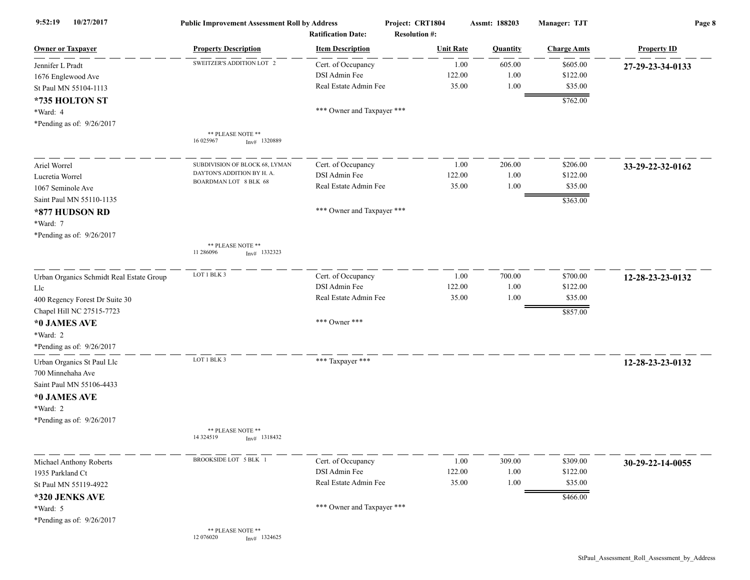**Public Improvement Assessment Roll by Address** — Project: CRT1804 — Assmt: 188203 — Manager: TJT

Ratification Date: Resolution #:

| Owner or Taxpayer | Property Description | Item Description | Unit Rate | Quantity | Charge Amts | Property ID |
|---|---|---|---|---|---|---|
| Jennifer L Pradt<br>1676 Englewood Ave<br>St Paul MN 55104-1113<br>**\*735 HOLTON ST**<br>\*Ward: 4<br>\*Pending as of: 9/26/2017 | SWEITZER'S ADDITION LOT 2<br><br>\*\* PLEASE NOTE \*\*<br>16 025967 Inv# 1320889 | Cert. of Occupancy<br>DSI Admin Fee<br>Real Estate Admin Fee<br><br>\*\*\* Owner and Taxpayer \*\*\* | 1.00<br>122.00<br>35.00 | 605.00<br>1.00<br>1.00 | $605.00<br>$122.00<br>$35.00<br>$762.00 | **27-29-23-34-0133** |
| Ariel Worrel<br>Lucretia Worrel<br>1067 Seminole Ave<br>Saint Paul MN 55110-1135<br>**\*877 HUDSON RD**<br>\*Ward: 7<br>\*Pending as of: 9/26/2017 | SUBDIVISION OF BLOCK 68, LYMAN DAYTON'S ADDITION BY H. A. BOARDMAN LOT 8 BLK 68<br><br>\*\* PLEASE NOTE \*\*<br>11 286096 Inv# 1332323 | Cert. of Occupancy<br>DSI Admin Fee<br>Real Estate Admin Fee<br><br>\*\*\* Owner and Taxpayer \*\*\* | 1.00<br>122.00<br>35.00 | 206.00<br>1.00<br>1.00 | $206.00<br>$122.00<br>$35.00<br>$363.00 | **33-29-22-32-0162** |
| Urban Organics Schmidt Real Estate Group Llc<br>400 Regency Forest Dr Suite 30<br>Chapel Hill NC 27515-7723<br>**\*0 JAMES AVE**<br>\*Ward: 2<br>\*Pending as of: 9/26/2017 | LOT 1 BLK 3 | Cert. of Occupancy<br>DSI Admin Fee<br>Real Estate Admin Fee<br><br>\*\*\* Owner \*\*\* | 1.00<br>122.00<br>35.00 | 700.00<br>1.00<br>1.00 | $700.00<br>$122.00<br>$35.00<br>$857.00 | **12-28-23-23-0132** |
| Urban Organics St Paul Llc<br>700 Minnehaha Ave<br>Saint Paul MN 55106-4433<br>**\*0 JAMES AVE**<br>\*Ward: 2<br>\*Pending as of: 9/26/2017 | LOT 1 BLK 3<br><br>\*\* PLEASE NOTE \*\*<br>14 324519 Inv# 1318432 | \*\*\* Taxpayer \*\*\* | | | | **12-28-23-23-0132** |
| Michael Anthony Roberts<br>1935 Parkland Ct<br>St Paul MN 55119-4922<br>**\*320 JENKS AVE**<br>\*Ward: 5<br>\*Pending as of: 9/26/2017 | BROOKSIDE LOT 5 BLK 1<br><br>\*\* PLEASE NOTE \*\*<br>12 076020 Inv# 1324625 | Cert. of Occupancy<br>DSI Admin Fee<br>Real Estate Admin Fee<br><br>\*\*\* Owner and Taxpayer \*\*\* | 1.00<br>122.00<br>35.00 | 309.00<br>1.00<br>1.00 | $309.00<br>$122.00<br>$35.00<br>$466.00 | **30-29-22-14-0055** |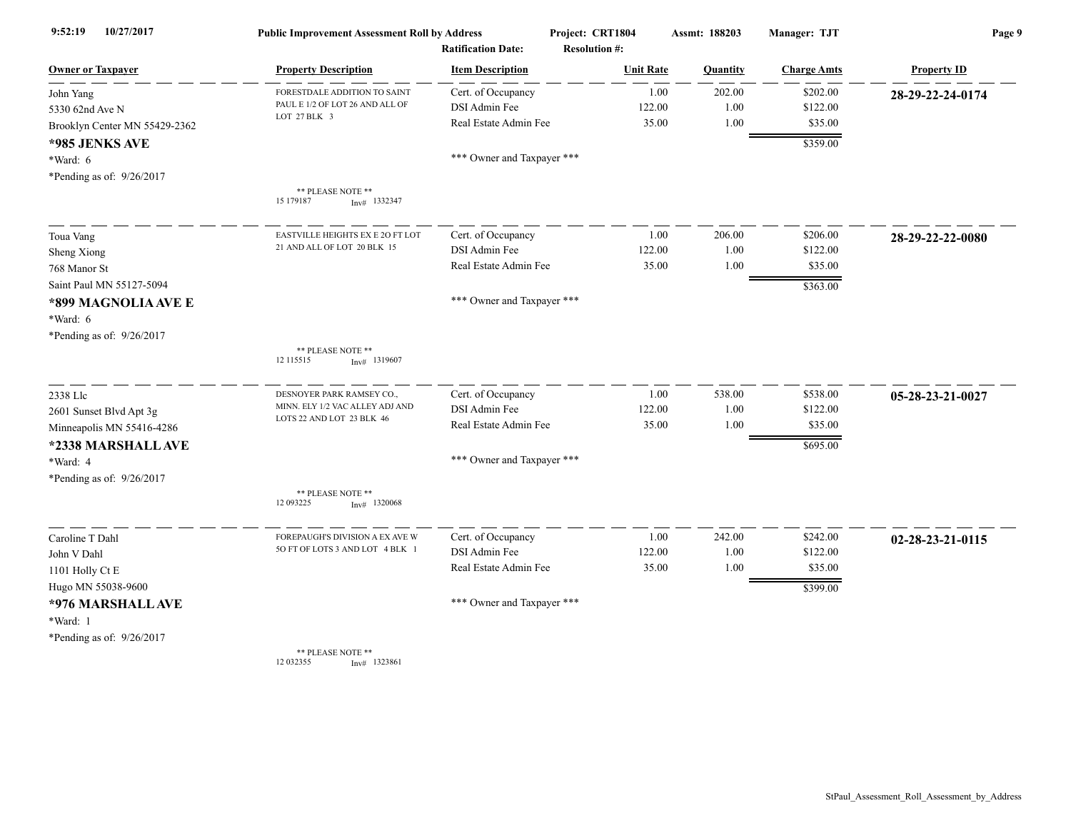**Public Improvement Assessment Roll by Address** | Project: CRT1804 | Assmt: 188203 | Manager: TJT

Ratification Date: | Resolution #:

9:52:19 10/27/2017

| Owner or Taxpayer | Property Description | Item Description | Unit Rate | Quantity | Charge Amts | Property ID |
|---|---|---|---|---|---|---|
| John Yang<br>5330 62nd Ave N<br>Brooklyn Center MN 55429-2362<br>**\*985 JENKS AVE**<br>\*Ward: 6<br>\*Pending as of: 9/26/2017 | FORESTDALE ADDITION TO SAINT PAUL E 1/2 OF LOT 26 AND ALL OF LOT 27 BLK 3<br>** PLEASE NOTE **<br>15 179187 Inv# 1332347 | Cert. of Occupancy<br>DSI Admin Fee<br>Real Estate Admin Fee<br>\*\*\* Owner and Taxpayer \*\*\* | 1.00<br>122.00<br>35.00 | 202.00<br>1.00<br>1.00 | $202.00<br>$122.00<br>$35.00<br>$359.00 | **28-29-22-24-0174** |
| Toua Vang<br>Sheng Xiong<br>768 Manor St<br>Saint Paul MN 55127-5094<br>**\*899 MAGNOLIA AVE E**<br>\*Ward: 6<br>\*Pending as of: 9/26/2017 | EASTVILLE HEIGHTS EX E 2O FT LOT 21 AND ALL OF LOT 20 BLK 15<br>** PLEASE NOTE **<br>12 115515 Inv# 1319607 | Cert. of Occupancy<br>DSI Admin Fee<br>Real Estate Admin Fee<br>\*\*\* Owner and Taxpayer \*\*\* | 1.00<br>122.00<br>35.00 | 206.00<br>1.00<br>1.00 | $206.00<br>$122.00<br>$35.00<br>$363.00 | **28-29-22-22-0080** |
| 2338 Llc<br>2601 Sunset Blvd Apt 3g<br>Minneapolis MN 55416-4286<br>**\*2338 MARSHALL AVE**<br>\*Ward: 4<br>\*Pending as of: 9/26/2017 | DESNOYER PARK RAMSEY CO., MINN. ELY 1/2 VAC ALLEY ADJ AND LOTS 22 AND LOT 23 BLK 46<br>** PLEASE NOTE **<br>12 093225 Inv# 1320068 | Cert. of Occupancy<br>DSI Admin Fee<br>Real Estate Admin Fee<br>\*\*\* Owner and Taxpayer \*\*\* | 1.00<br>122.00<br>35.00 | 538.00<br>1.00<br>1.00 | $538.00<br>$122.00<br>$35.00<br>$695.00 | **05-28-23-21-0027** |
| Caroline T Dahl<br>John V Dahl<br>1101 Holly Ct E<br>Hugo MN 55038-9600<br>**\*976 MARSHALL AVE**<br>\*Ward: 1<br>\*Pending as of: 9/26/2017 | FOREPAUGH'S DIVISION A EX AVE W 5O FT OF LOTS 3 AND LOT 4 BLK 1<br>** PLEASE NOTE **<br>12 032355 Inv# 1323861 | Cert. of Occupancy<br>DSI Admin Fee<br>Real Estate Admin Fee<br>\*\*\* Owner and Taxpayer \*\*\* | 1.00<br>122.00<br>35.00 | 242.00<br>1.00<br>1.00 | $242.00<br>$122.00<br>$35.00<br>$399.00 | **02-28-23-21-0115** |

StPaul_Assessment_Roll_Assessment_by_Address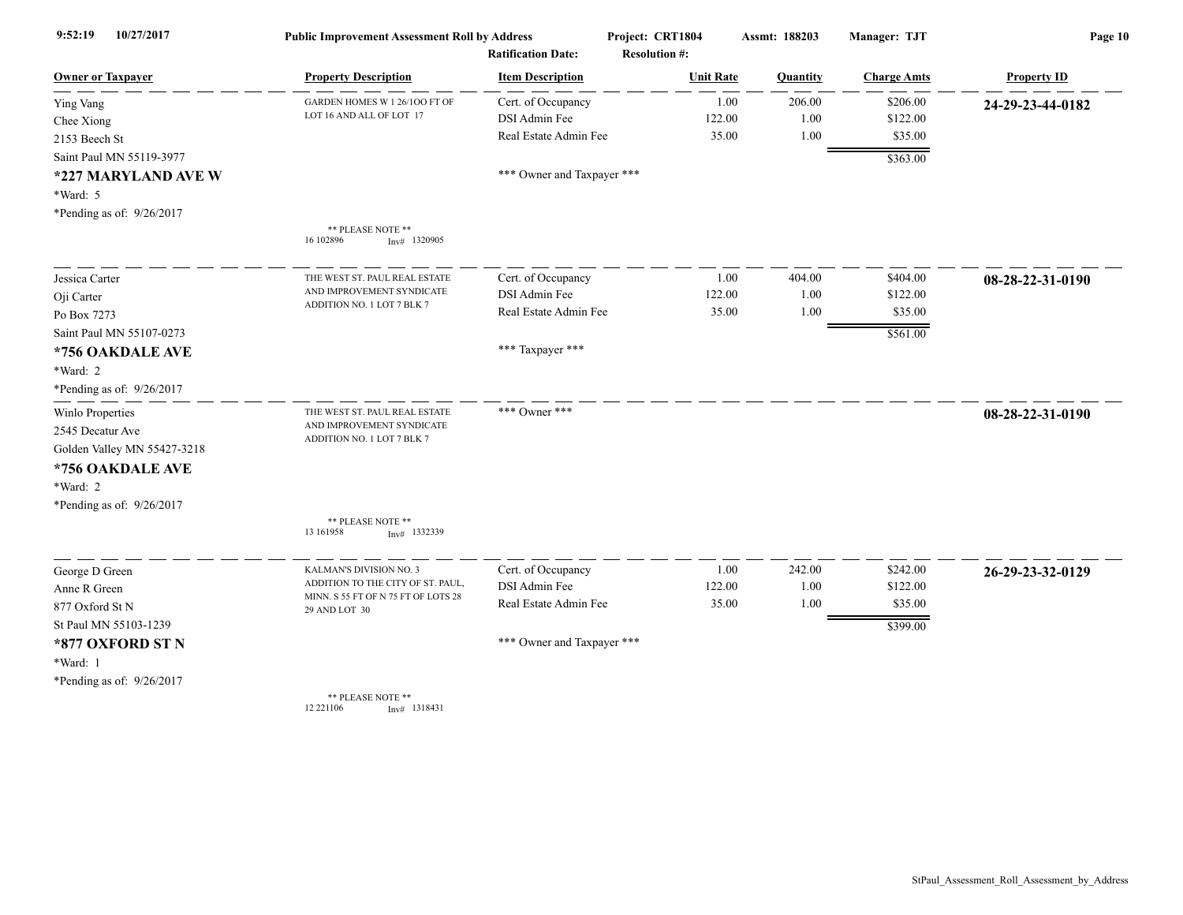**Public Improvement Assessment Roll by Address** — Project: CRT1804 — Assmt: 188203 — Manager: TJT
Ratification Date: — Resolution #:

9:52:19 10/27/2017

| Owner or Taxpayer | Property Description | Item Description | Unit Rate | Quantity | Charge Amts | Property ID |
|---|---|---|---|---|---|---|
| Ying Vang<br>Chee Xiong<br>2153 Beech St<br>Saint Paul MN 55119-3977<br>**\*227 MARYLAND AVE W**<br>\*Ward: 5<br>\*Pending as of: 9/26/2017 | GARDEN HOMES W 1 26/1OO FT OF LOT 16 AND ALL OF LOT 17<br>\*\* PLEASE NOTE \*\*<br>16 102896 Inv# 1320905 | Cert. of Occupancy<br>DSI Admin Fee<br>Real Estate Admin Fee<br>\*\*\* Owner and Taxpayer \*\*\* | 1.00<br>122.00<br>35.00 | 206.00<br>1.00<br>1.00 | $206.00<br>$122.00<br>$35.00<br>$363.00 | **24-29-23-44-0182** |
| Jessica Carter<br>Oji Carter<br>Po Box 7273<br>Saint Paul MN 55107-0273<br>**\*756 OAKDALE AVE**<br>\*Ward: 2<br>\*Pending as of: 9/26/2017 | THE WEST ST. PAUL REAL ESTATE AND IMPROVEMENT SYNDICATE ADDITION NO. 1 LOT 7 BLK 7 | Cert. of Occupancy<br>DSI Admin Fee<br>Real Estate Admin Fee<br>\*\*\* Taxpayer \*\*\* | 1.00<br>122.00<br>35.00 | 404.00<br>1.00<br>1.00 | $404.00<br>$122.00<br>$35.00<br>$561.00 | **08-28-22-31-0190** |
| Winlo Properties<br>2545 Decatur Ave<br>Golden Valley MN 55427-3218<br>**\*756 OAKDALE AVE**<br>\*Ward: 2<br>\*Pending as of: 9/26/2017 | THE WEST ST. PAUL REAL ESTATE AND IMPROVEMENT SYNDICATE ADDITION NO. 1 LOT 7 BLK 7<br>\*\* PLEASE NOTE \*\*<br>13 161958 Inv# 1332339 | \*\*\* Owner \*\*\* | | | | **08-28-22-31-0190** |
| George D Green<br>Anne R Green<br>877 Oxford St N<br>St Paul MN 55103-1239<br>**\*877 OXFORD ST N**<br>\*Ward: 1<br>\*Pending as of: 9/26/2017 | KALMAN'S DIVISION NO. 3 ADDITION TO THE CITY OF ST. PAUL, MINN. S 55 FT OF N 75 FT OF LOTS 28 29 AND LOT 30<br>\*\* PLEASE NOTE \*\*<br>12 221106 Inv# 1318431 | Cert. of Occupancy<br>DSI Admin Fee<br>Real Estate Admin Fee<br>\*\*\* Owner and Taxpayer \*\*\* | 1.00<br>122.00<br>35.00 | 242.00<br>1.00<br>1.00 | $242.00<br>$122.00<br>$35.00<br>$399.00 | **26-29-23-32-0129** |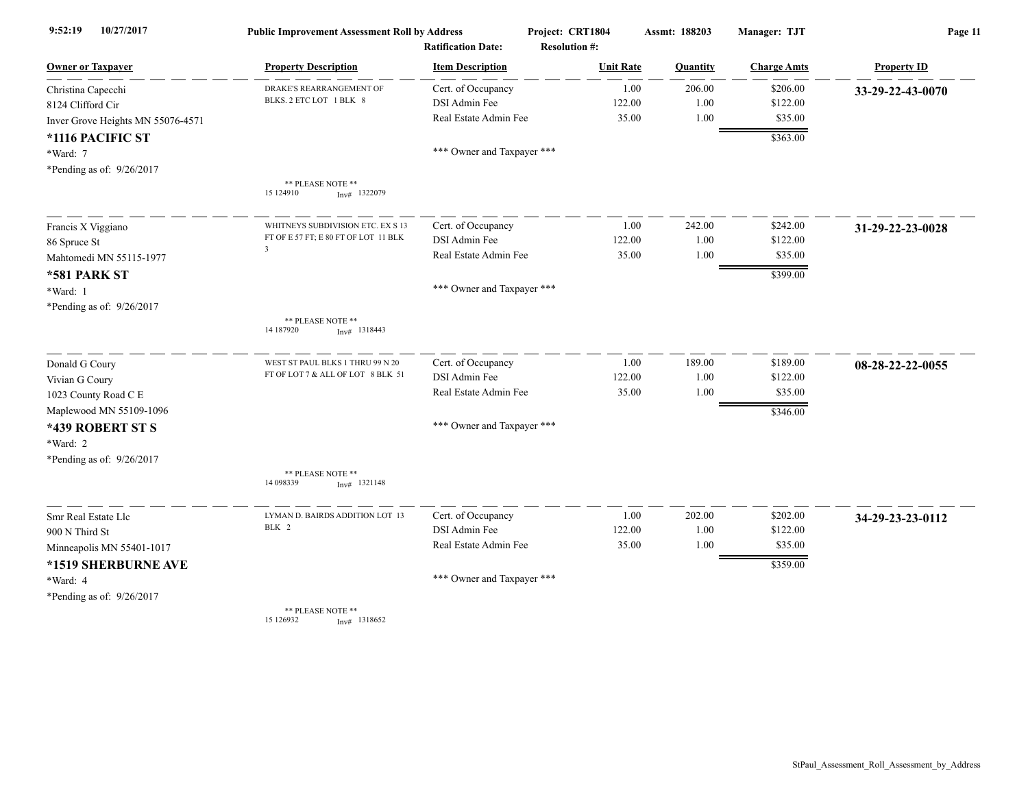| Owner or Taxpayer | Property Description | Item Description | Unit Rate | Quantity | Charge Amts | Property ID |
|---|---|---|---|---|---|---|
| Christina Capecchi<br>8124 Clifford Cir<br>Inver Grove Heights MN 55076-4571<br>**\*1116 PACIFIC ST**<br>\*Ward: 7<br>\*Pending as of: 9/26/2017 | DRAKE'S REARRANGEMENT OF BLKS. 2 ETC LOT 1 BLK 8<br>** PLEASE NOTE **<br>15 124910 Inv# 1322079 | Cert. of Occupancy<br>DSI Admin Fee<br>Real Estate Admin Fee<br>*** Owner and Taxpayer *** | 1.00<br>122.00<br>35.00 | 206.00<br>1.00<br>1.00 | $206.00<br>$122.00<br>$35.00<br>$363.00 | **33-29-22-43-0070** |
| Francis X Viggiano<br>86 Spruce St<br>Mahtomedi MN 55115-1977<br>**\*581 PARK ST**<br>\*Ward: 1<br>\*Pending as of: 9/26/2017 | WHITNEYS SUBDIVISION ETC. EX S 13 FT OF E 57 FT; E 80 FT OF LOT 11 BLK 3<br>** PLEASE NOTE **<br>14 187920 Inv# 1318443 | Cert. of Occupancy<br>DSI Admin Fee<br>Real Estate Admin Fee<br>*** Owner and Taxpayer *** | 1.00<br>122.00<br>35.00 | 242.00<br>1.00<br>1.00 | $242.00<br>$122.00<br>$35.00<br>$399.00 | **31-29-22-23-0028** |
| Donald G Coury<br>Vivian G Coury<br>1023 County Road C E<br>Maplewood MN 55109-1096<br>**\*439 ROBERT ST S**<br>\*Ward: 2<br>\*Pending as of: 9/26/2017 | WEST ST PAUL BLKS 1 THRU 99 N 20 FT OF LOT 7 & ALL OF LOT 8 BLK 51<br>** PLEASE NOTE **<br>14 098339 Inv# 1321148 | Cert. of Occupancy<br>DSI Admin Fee<br>Real Estate Admin Fee<br>*** Owner and Taxpayer *** | 1.00<br>122.00<br>35.00 | 189.00<br>1.00<br>1.00 | $189.00<br>$122.00<br>$35.00<br>$346.00 | **08-28-22-22-0055** |
| Smr Real Estate Llc<br>900 N Third St<br>Minneapolis MN 55401-1017<br>**\*1519 SHERBURNE AVE**<br>\*Ward: 4<br>\*Pending as of: 9/26/2017 | LYMAN D. BAIRDS ADDITION LOT 13 BLK 2<br>** PLEASE NOTE **<br>15 126932 Inv# 1318652 | Cert. of Occupancy<br>DSI Admin Fee<br>Real Estate Admin Fee<br>*** Owner and Taxpayer *** | 1.00<br>122.00<br>35.00 | 202.00<br>1.00<br>1.00 | $202.00<br>$122.00<br>$35.00<br>$359.00 | **34-29-23-23-0112** |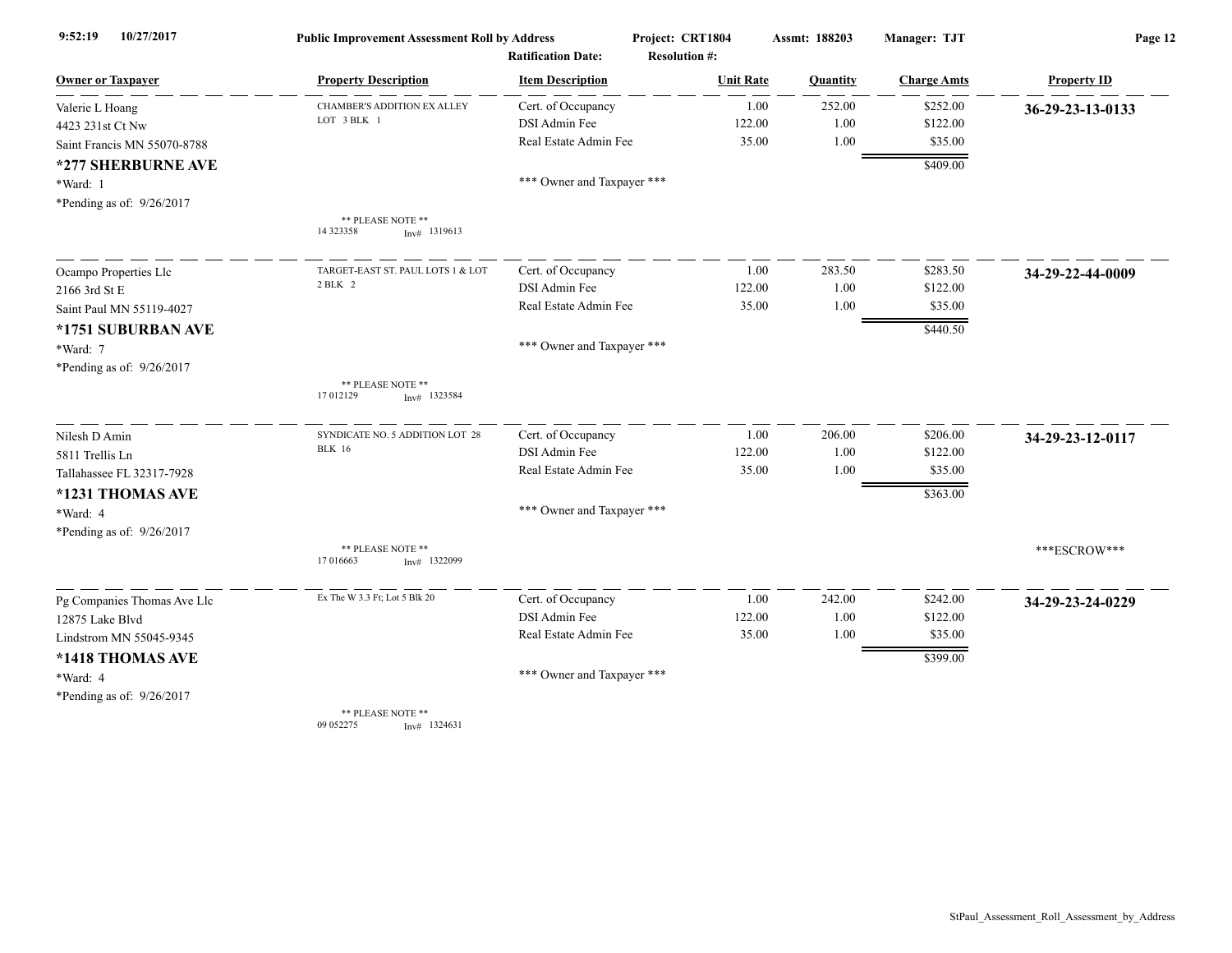**Public Improvement Assessment Roll by Address** — Project: CRT1804 — Assmt: 188203 — Manager: TJT

Ratification Date: — Resolution #:

| Owner or Taxpayer | Property Description | Item Description | Unit Rate | Quantity | Charge Amts | Property ID |
|---|---|---|---|---|---|---|
| Valerie L Hoang | CHAMBER'S ADDITION EX ALLEY LOT 3 BLK 1 | Cert. of Occupancy | 1.00 | 252.00 | $252.00 | **36-29-23-13-0133** |
| 4423 231st Ct Nw | | DSI Admin Fee | 122.00 | 1.00 | $122.00 | |
| Saint Francis MN 55070-8788 | | Real Estate Admin Fee | 35.00 | 1.00 | $35.00 | |
| **\*277 SHERBURNE AVE** | | | | | $409.00 | |
| \*Ward: 1 | | \*\*\* Owner and Taxpayer \*\*\* | | | | |
| \*Pending as of: 9/26/2017 | \*\* PLEASE NOTE \*\* 14 323358 Inv# 1319613 | | | | | |
| Ocampo Properties Llc | TARGET-EAST ST. PAUL LOTS 1 & LOT 2 BLK 2 | Cert. of Occupancy | 1.00 | 283.50 | $283.50 | **34-29-22-44-0009** |
| 2166 3rd St E | | DSI Admin Fee | 122.00 | 1.00 | $122.00 | |
| Saint Paul MN 55119-4027 | | Real Estate Admin Fee | 35.00 | 1.00 | $35.00 | |
| **\*1751 SUBURBAN AVE** | | | | | $440.50 | |
| \*Ward: 7 | | \*\*\* Owner and Taxpayer \*\*\* | | | | |
| \*Pending as of: 9/26/2017 | \*\* PLEASE NOTE \*\* 17 012129 Inv# 1323584 | | | | | |
| Nilesh D Amin | SYNDICATE NO. 5 ADDITION LOT 28 BLK 16 | Cert. of Occupancy | 1.00 | 206.00 | $206.00 | **34-29-23-12-0117** |
| 5811 Trellis Ln | | DSI Admin Fee | 122.00 | 1.00 | $122.00 | |
| Tallahassee FL 32317-7928 | | Real Estate Admin Fee | 35.00 | 1.00 | $35.00 | |
| **\*1231 THOMAS AVE** | | | | | $363.00 | |
| \*Ward: 4 | | \*\*\* Owner and Taxpayer \*\*\* | | | | |
| \*Pending as of: 9/26/2017 | \*\* PLEASE NOTE \*\* 17 016663 Inv# 1322099 | | | | | \*\*\*ESCROW\*\*\* |
| Pg Companies Thomas Ave Llc | Ex The W 3.3 Ft; Lot 5 Blk 20 | Cert. of Occupancy | 1.00 | 242.00 | $242.00 | **34-29-23-24-0229** |
| 12875 Lake Blvd | | DSI Admin Fee | 122.00 | 1.00 | $122.00 | |
| Lindstrom MN 55045-9345 | | Real Estate Admin Fee | 35.00 | 1.00 | $35.00 | |
| **\*1418 THOMAS AVE** | | | | | $399.00 | |
| \*Ward: 4 | | \*\*\* Owner and Taxpayer \*\*\* | | | | |
| \*Pending as of: 9/26/2017 | \*\* PLEASE NOTE \*\* 09 052275 Inv# 1324631 | | | | | |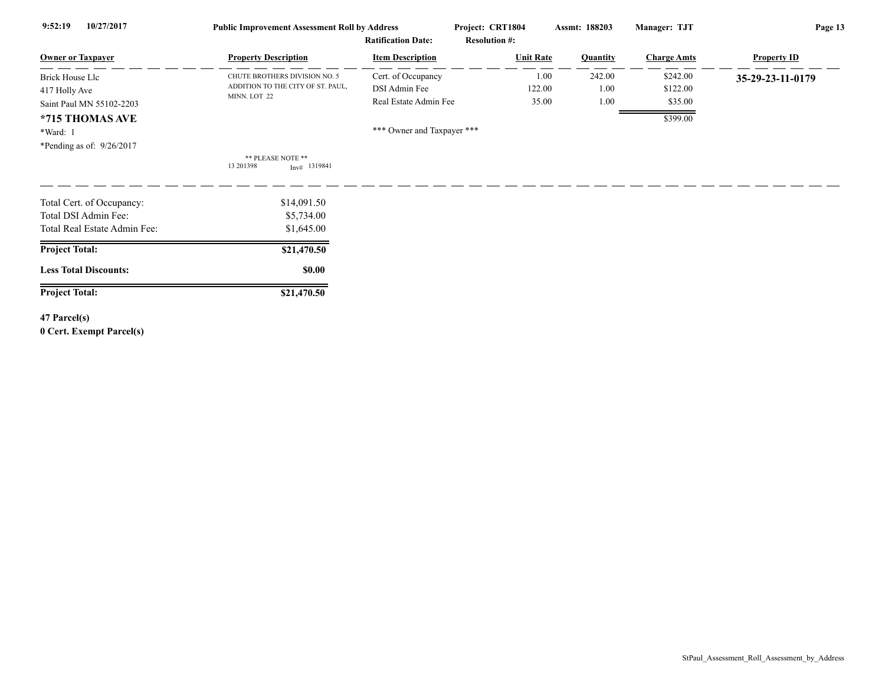| Owner or Taxpayer | Property Description | Item Description | Unit Rate | Quantity | Charge Amts | Property ID |
|---|---|---|---|---|---|---|
| Brick House Llc<br>417 Holly Ave<br>Saint Paul MN 55102-2203<br>**\*715 THOMAS AVE**<br>\*Ward: 1<br>\*Pending as of: 9/26/2017 | CHUTE BROTHERS DIVISION NO. 5 ADDITION TO THE CITY OF ST. PAUL, MINN. LOT 22<br><br>** PLEASE NOTE **<br>13 201398 Inv# 1319841 | Cert. of Occupancy<br>DSI Admin Fee<br>Real Estate Admin Fee<br><br>*** Owner and Taxpayer *** | 1.00<br>122.00<br>35.00 | 242.00<br>1.00<br>1.00 | $242.00<br>$122.00<br>$35.00<br>$399.00 | **35-29-23-11-0179** |

| | |
|---|---|
| Total Cert. of Occupancy: | $14,091.50 |
| Total DSI Admin Fee: | $5,734.00 |
| Total Real Estate Admin Fee: | $1,645.00 |
| **Project Total:** | **$21,470.50** |
| **Less Total Discounts:** | **$0.00** |
| **Project Total:** | **$21,470.50** |

**47 Parcel(s)**

**0 Cert. Exempt Parcel(s)**